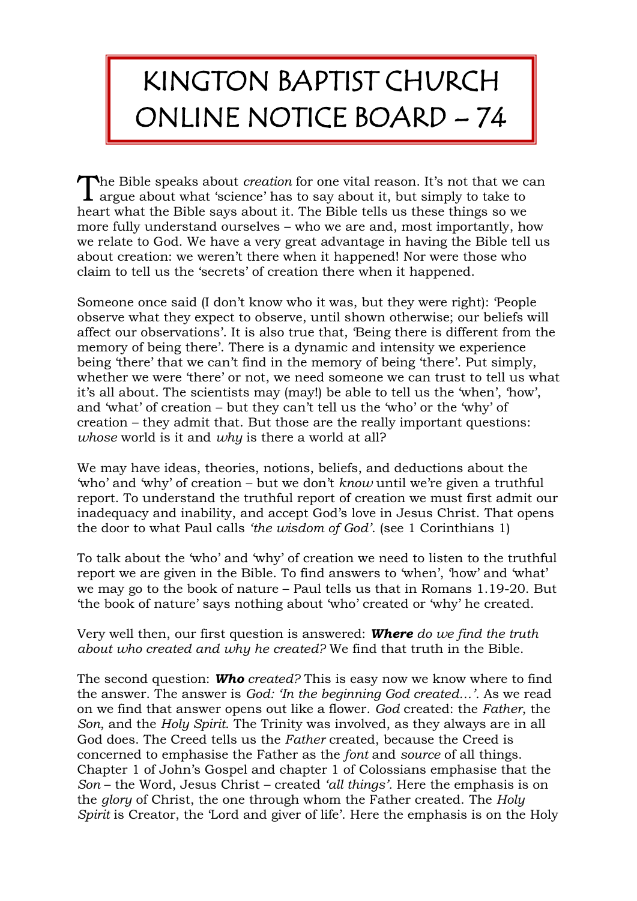# KINGTON BAPTIST CHURCH ONLINE NOTICE BOARD – 74

The Bible speaks about *creation* for one vital reason. It's not that we can argue about what 'science' has to say about it, but simply to take to heart what the Bible says about it. The Bible tells us these things so we more fully understand ourselves – who we are and, most importantly, how we relate to God. We have a very great advantage in having the Bible tell us about creation: we weren't there when it happened! Nor were those who claim to tell us the 'secrets' of creation there when it happened.

Someone once said (I don't know who it was, but they were right): 'People observe what they expect to observe, until shown otherwise; our beliefs will affect our observations'. It is also true that, 'Being there is different from the memory of being there'. There is a dynamic and intensity we experience being 'there' that we can't find in the memory of being 'there'. Put simply, whether we were 'there' or not, we need someone we can trust to tell us what it's all about. The scientists may (may!) be able to tell us the 'when', 'how', and 'what' of creation – but they can't tell us the 'who' or the 'why' of creation – they admit that. But those are the really important questions: *whose* world is it and *why* is there a world at all?

We may have ideas, theories, notions, beliefs, and deductions about the 'who' and 'why' of creation – but we don't *know* until we're given a truthful report. To understand the truthful report of creation we must first admit our inadequacy and inability, and accept God's love in Jesus Christ. That opens the door to what Paul calls *'the wisdom of God'*. (see 1 Corinthians 1)

To talk about the 'who' and 'why' of creation we need to listen to the truthful report we are given in the Bible. To find answers to 'when', 'how' and 'what' we may go to the book of nature – Paul tells us that in Romans 1.19-20. But 'the book of nature' says nothing about 'who' created or 'why' he created.

Very well then, our first question is answered: ***Where** do we find the truth about who created and why he created?* We find that truth in the Bible.

The second question: ***Who** created?* This is easy now we know where to find the answer. The answer is *God: 'In the beginning God created…'*. As we read on we find that answer opens out like a flower. *God* created: the *Father*, the *Son*, and the *Holy Spirit*. The Trinity was involved, as they always are in all God does. The Creed tells us the *Father* created, because the Creed is concerned to emphasise the Father as the *font* and *source* of all things. Chapter 1 of John's Gospel and chapter 1 of Colossians emphasise that the *Son* – the Word, Jesus Christ – created *'all things'*. Here the emphasis is on the *glory* of Christ, the one through whom the Father created. The *Holy Spirit* is Creator, the 'Lord and giver of life'. Here the emphasis is on the Holy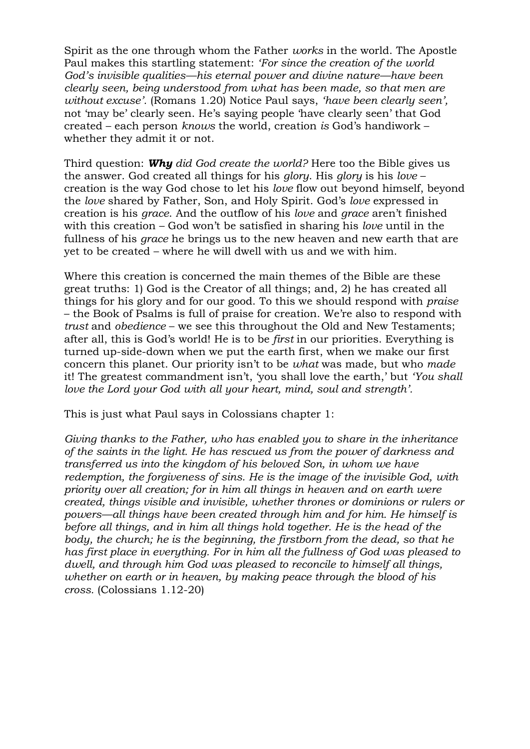Spirit as the one through whom the Father *works* in the world. The Apostle Paul makes this startling statement: *'For since the creation of the world God's invisible qualities—his eternal power and divine nature—have been clearly seen, being understood from what has been made, so that men are without excuse'.* (Romans 1.20) Notice Paul says, *'have been clearly seen',* not 'may be' clearly seen. He's saying people 'have clearly seen' that God created – each person *knows* the world, creation *is* God's handiwork – whether they admit it or not.

Third question: ***Why*** *did God create the world?* Here too the Bible gives us the answer. God created all things for his *glory*. His *glory* is his *love* – creation is the way God chose to let his *love* flow out beyond himself, beyond the *love* shared by Father, Son, and Holy Spirit. God's *love* expressed in creation is his *grace*. And the outflow of his *love* and *grace* aren't finished with this creation – God won't be satisfied in sharing his *love* until in the fullness of his *grace* he brings us to the new heaven and new earth that are yet to be created – where he will dwell with us and we with him.

Where this creation is concerned the main themes of the Bible are these great truths: 1) God is the Creator of all things; and, 2) he has created all things for his glory and for our good. To this we should respond with *praise* – the Book of Psalms is full of praise for creation. We're also to respond with *trust* and *obedience* – we see this throughout the Old and New Testaments; after all, this is God's world! He is to be *first* in our priorities. Everything is turned up-side-down when we put the earth first, when we make our first concern this planet. Our priority isn't to be *what* was made, but who *made* it! The greatest commandment isn't, 'you shall love the earth,' but *'You shall love the Lord your God with all your heart, mind, soul and strength'.*

This is just what Paul says in Colossians chapter 1:

*Giving thanks to the Father, who has enabled you to share in the inheritance of the saints in the light. He has rescued us from the power of darkness and transferred us into the kingdom of his beloved Son, in whom we have redemption, the forgiveness of sins. He is the image of the invisible God, with priority over all creation; for in him all things in heaven and on earth were created, things visible and invisible, whether thrones or dominions or rulers or powers—all things have been created through him and for him. He himself is before all things, and in him all things hold together. He is the head of the body, the church; he is the beginning, the firstborn from the dead, so that he has first place in everything. For in him all the fullness of God was pleased to dwell, and through him God was pleased to reconcile to himself all things, whether on earth or in heaven, by making peace through the blood of his cross.* (Colossians 1.12-20)